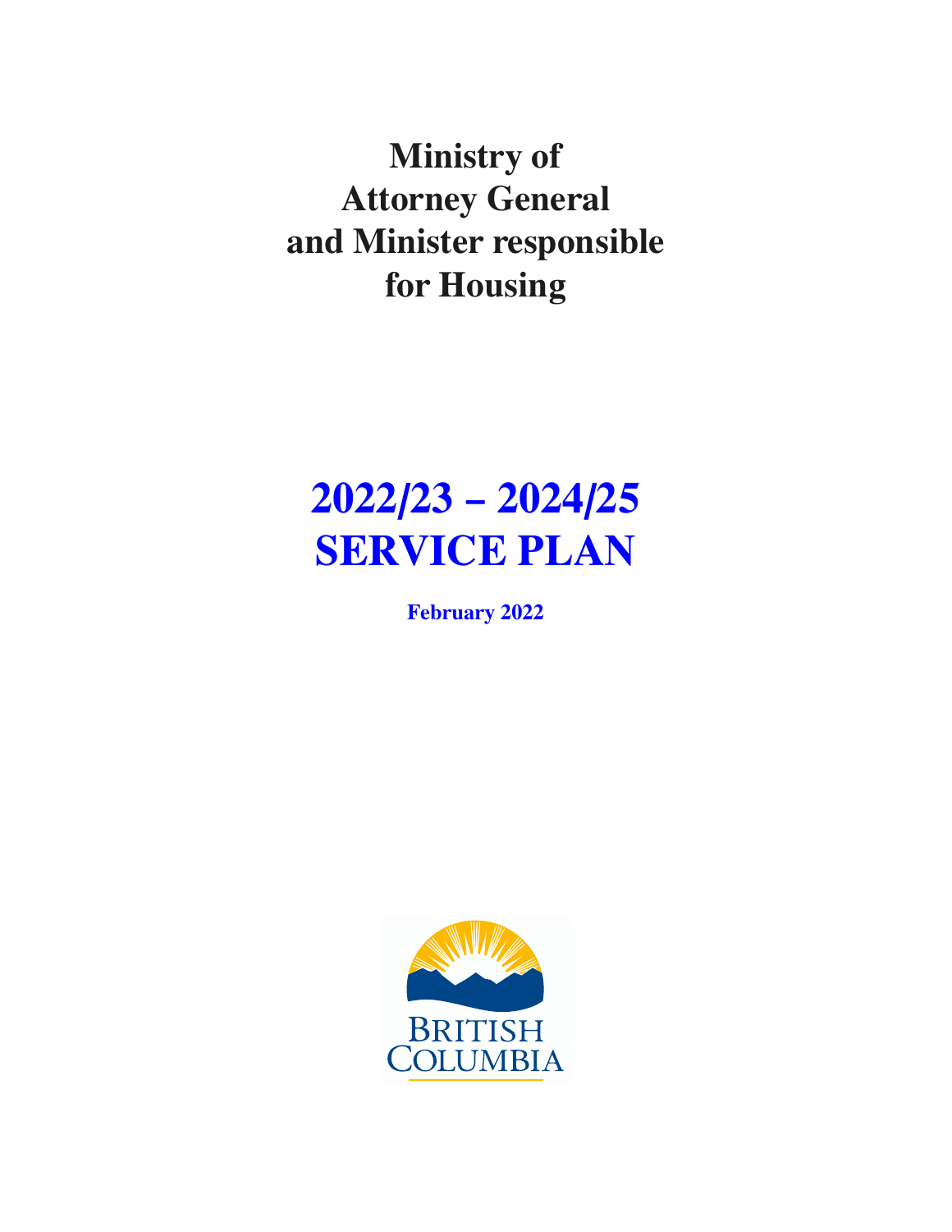# Ministry of Attorney General and Minister responsible for Housing

# 2022/23 – 2024/25 SERVICE PLAN

**February 2022**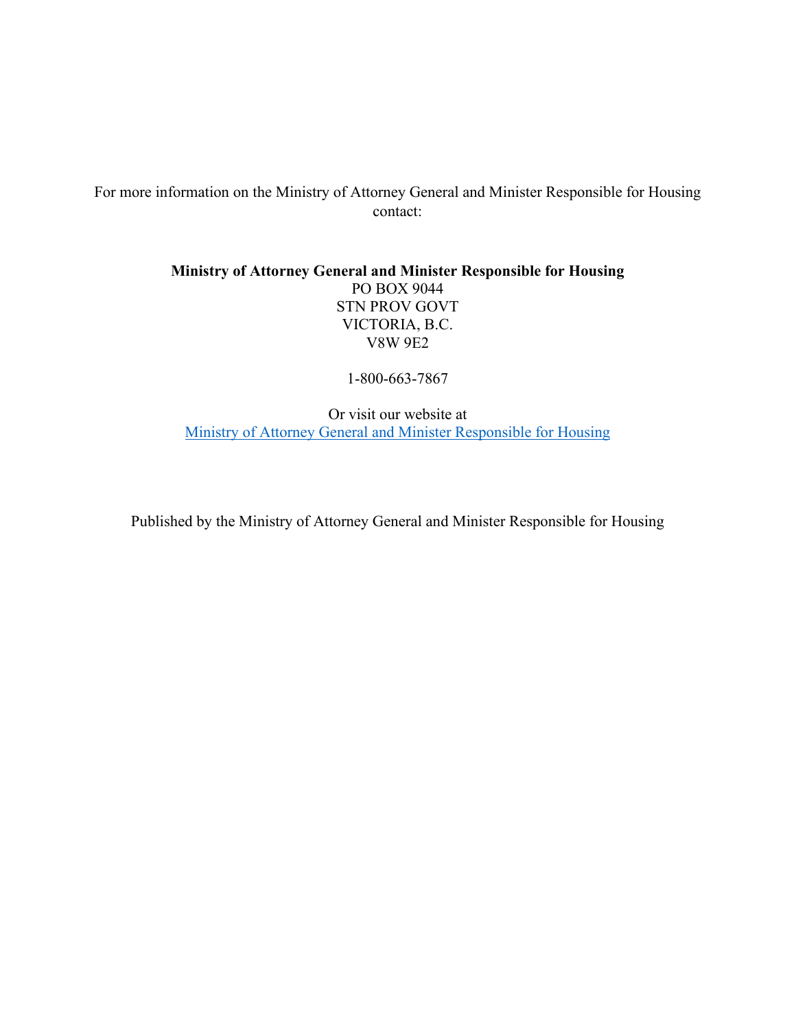For more information on the Ministry of Attorney General and Minister Responsible for Housing contact:

**Ministry of Attorney General and Minister Responsible for Housing**
PO BOX 9044
STN PROV GOVT
VICTORIA, B.C.
V8W 9E2

1-800-663-7867

Or visit our website at
Ministry of Attorney General and Minister Responsible for Housing

Published by the Ministry of Attorney General and Minister Responsible for Housing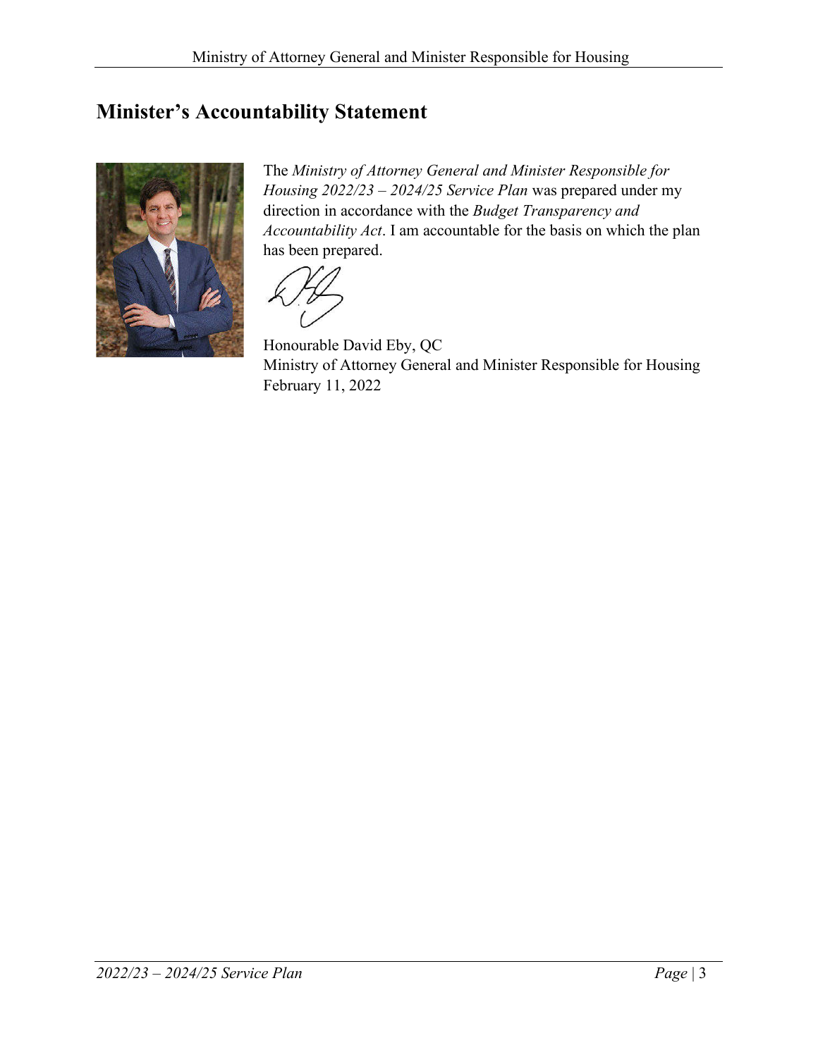## Minister's Accountability Statement

The *Ministry of Attorney General and Minister Responsible for Housing 2022/23 – 2024/25 Service Plan* was prepared under my direction in accordance with the *Budget Transparency and Accountability Act*. I am accountable for the basis on which the plan has been prepared.

Honourable David Eby, QC
Ministry of Attorney General and Minister Responsible for Housing
February 11, 2022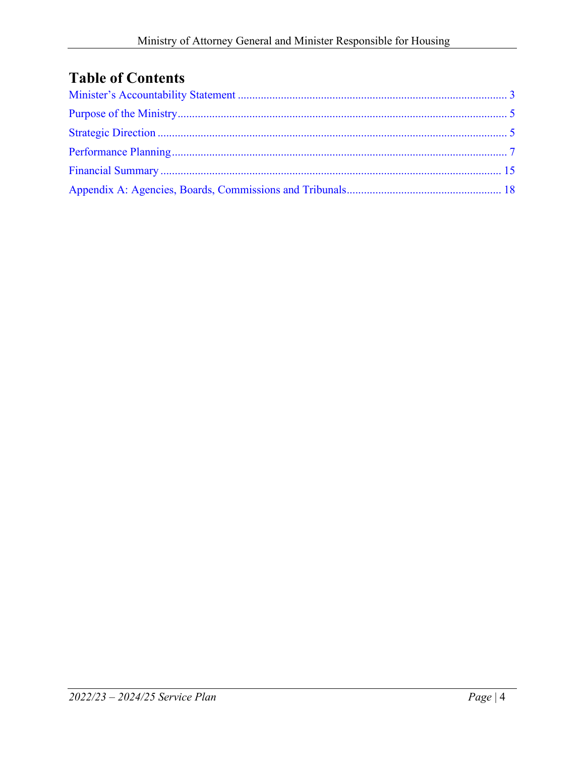# Table of Contents

Minister's Accountability Statement ............................................................................................. 3

Purpose of the Ministry ................................................................................................................. 5

Strategic Direction ......................................................................................................................... 5

Performance Planning .................................................................................................................... 7

Financial Summary ...................................................................................................................... 15

Appendix A: Agencies, Boards, Commissions and Tribunals ..................................................... 18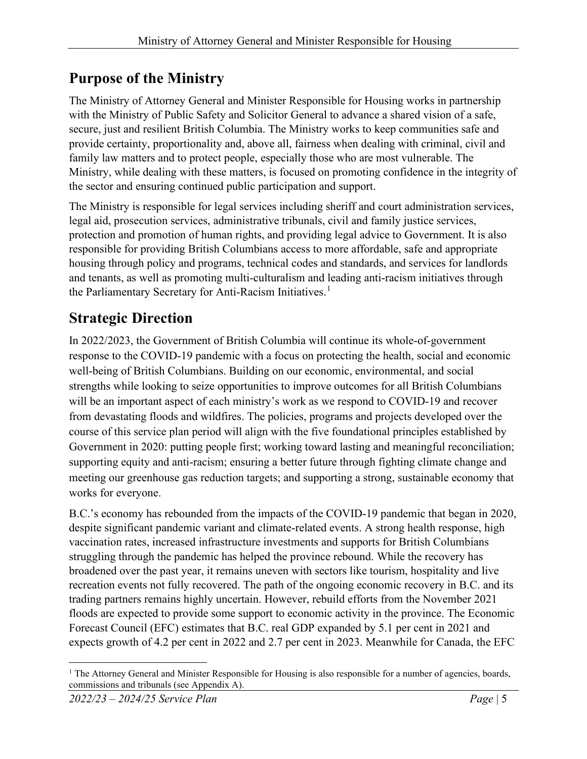## Purpose of the Ministry

The Ministry of Attorney General and Minister Responsible for Housing works in partnership with the Ministry of Public Safety and Solicitor General to advance a shared vision of a safe, secure, just and resilient British Columbia. The Ministry works to keep communities safe and provide certainty, proportionality and, above all, fairness when dealing with criminal, civil and family law matters and to protect people, especially those who are most vulnerable. The Ministry, while dealing with these matters, is focused on promoting confidence in the integrity of the sector and ensuring continued public participation and support.

The Ministry is responsible for legal services including sheriff and court administration services, legal aid, prosecution services, administrative tribunals, civil and family justice services, protection and promotion of human rights, and providing legal advice to Government. It is also responsible for providing British Columbians access to more affordable, safe and appropriate housing through policy and programs, technical codes and standards, and services for landlords and tenants, as well as promoting multi-culturalism and leading anti-racism initiatives through the Parliamentary Secretary for Anti-Racism Initiatives.[1]

## Strategic Direction

In 2022/2023, the Government of British Columbia will continue its whole-of-government response to the COVID-19 pandemic with a focus on protecting the health, social and economic well-being of British Columbians. Building on our economic, environmental, and social strengths while looking to seize opportunities to improve outcomes for all British Columbians will be an important aspect of each ministry's work as we respond to COVID-19 and recover from devastating floods and wildfires. The policies, programs and projects developed over the course of this service plan period will align with the five foundational principles established by Government in 2020: putting people first; working toward lasting and meaningful reconciliation; supporting equity and anti-racism; ensuring a better future through fighting climate change and meeting our greenhouse gas reduction targets; and supporting a strong, sustainable economy that works for everyone.

B.C.'s economy has rebounded from the impacts of the COVID-19 pandemic that began in 2020, despite significant pandemic variant and climate-related events. A strong health response, high vaccination rates, increased infrastructure investments and supports for British Columbians struggling through the pandemic has helped the province rebound. While the recovery has broadened over the past year, it remains uneven with sectors like tourism, hospitality and live recreation events not fully recovered. The path of the ongoing economic recovery in B.C. and its trading partners remains highly uncertain. However, rebuild efforts from the November 2021 floods are expected to provide some support to economic activity in the province. The Economic Forecast Council (EFC) estimates that B.C. real GDP expanded by 5.1 per cent in 2021 and expects growth of 4.2 per cent in 2022 and 2.7 per cent in 2023. Meanwhile for Canada, the EFC

[1] The Attorney General and Minister Responsible for Housing is also responsible for a number of agencies, boards, commissions and tribunals (see Appendix A).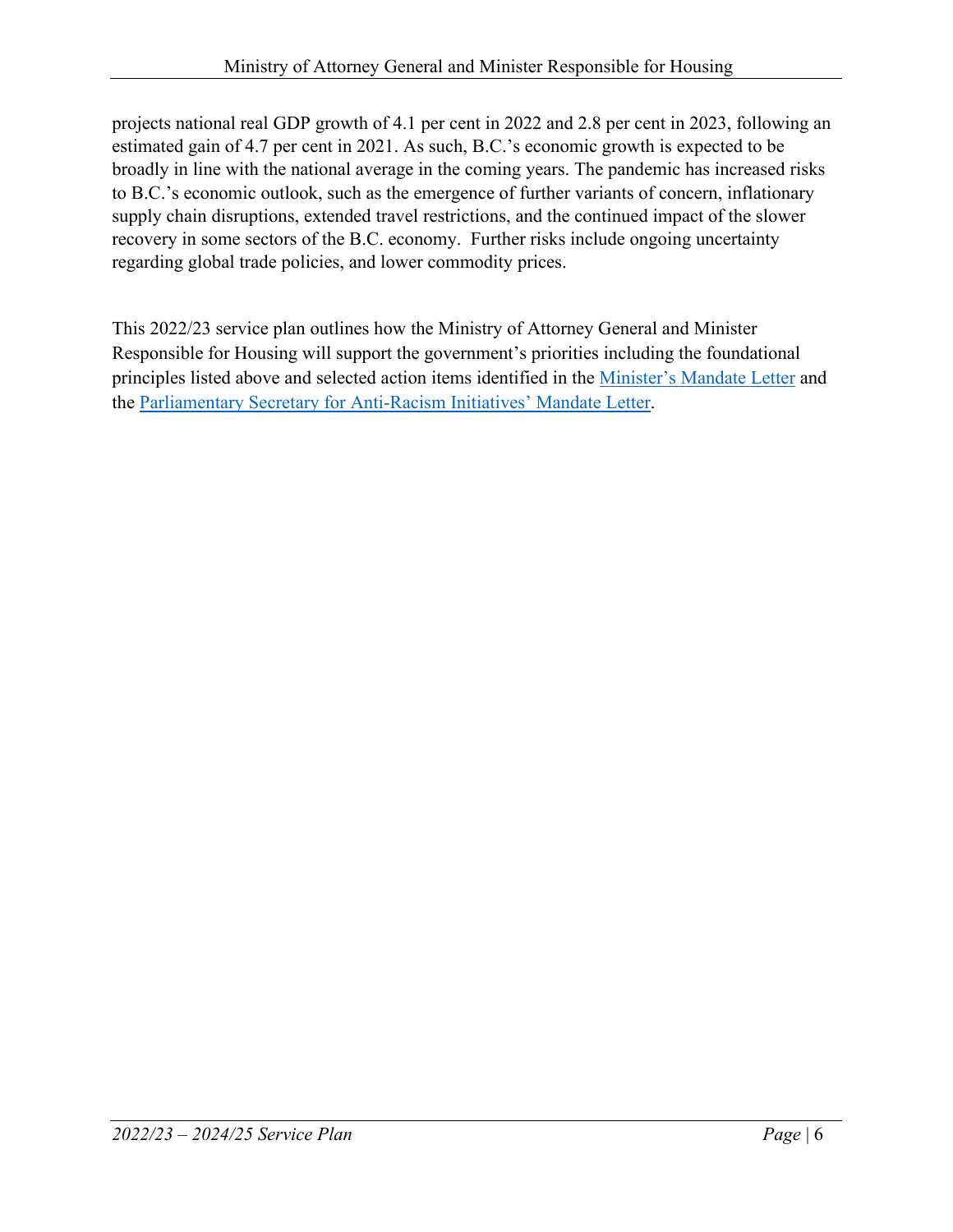projects national real GDP growth of 4.1 per cent in 2022 and 2.8 per cent in 2023, following an estimated gain of 4.7 per cent in 2021. As such, B.C.'s economic growth is expected to be broadly in line with the national average in the coming years. The pandemic has increased risks to B.C.'s economic outlook, such as the emergence of further variants of concern, inflationary supply chain disruptions, extended travel restrictions, and the continued impact of the slower recovery in some sectors of the B.C. economy. Further risks include ongoing uncertainty regarding global trade policies, and lower commodity prices.

This 2022/23 service plan outlines how the Ministry of Attorney General and Minister Responsible for Housing will support the government's priorities including the foundational principles listed above and selected action items identified in the Minister's Mandate Letter and the Parliamentary Secretary for Anti-Racism Initiatives' Mandate Letter.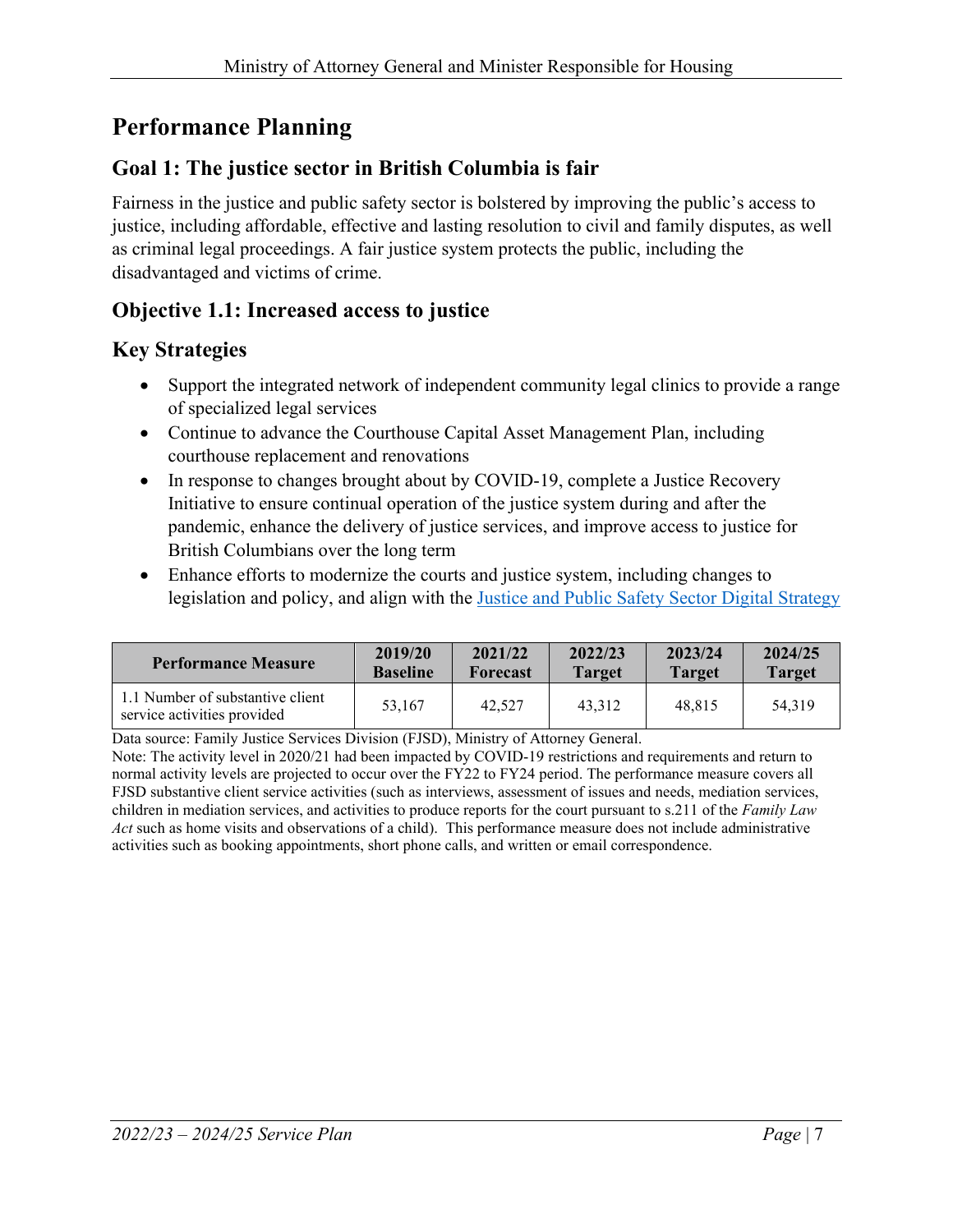# Performance Planning

## Goal 1: The justice sector in British Columbia is fair

Fairness in the justice and public safety sector is bolstered by improving the public's access to justice, including affordable, effective and lasting resolution to civil and family disputes, as well as criminal legal proceedings. A fair justice system protects the public, including the disadvantaged and victims of crime.

## Objective 1.1: Increased access to justice

## Key Strategies

- Support the integrated network of independent community legal clinics to provide a range of specialized legal services
- Continue to advance the Courthouse Capital Asset Management Plan, including courthouse replacement and renovations
- In response to changes brought about by COVID-19, complete a Justice Recovery Initiative to ensure continual operation of the justice system during and after the pandemic, enhance the delivery of justice services, and improve access to justice for British Columbians over the long term
- Enhance efforts to modernize the courts and justice system, including changes to legislation and policy, and align with the Justice and Public Safety Sector Digital Strategy

| Performance Measure | 2019/20 Baseline | 2021/22 Forecast | 2022/23 Target | 2023/24 Target | 2024/25 Target |
|---|---|---|---|---|---|
| 1.1 Number of substantive client service activities provided | 53,167 | 42,527 | 43,312 | 48,815 | 54,319 |

Data source: Family Justice Services Division (FJSD), Ministry of Attorney General.
Note: The activity level in 2020/21 had been impacted by COVID-19 restrictions and requirements and return to normal activity levels are projected to occur over the FY22 to FY24 period. The performance measure covers all FJSD substantive client service activities (such as interviews, assessment of issues and needs, mediation services, children in mediation services, and activities to produce reports for the court pursuant to s.211 of the *Family Law Act* such as home visits and observations of a child). This performance measure does not include administrative activities such as booking appointments, short phone calls, and written or email correspondence.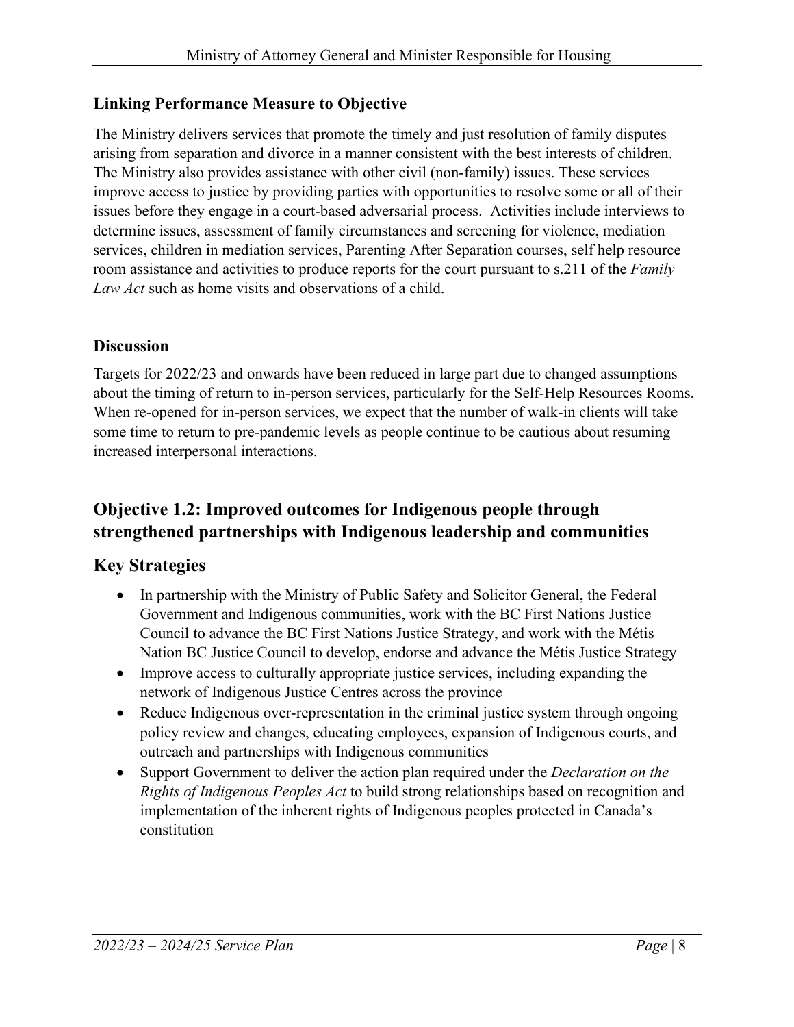### Linking Performance Measure to Objective

The Ministry delivers services that promote the timely and just resolution of family disputes arising from separation and divorce in a manner consistent with the best interests of children. The Ministry also provides assistance with other civil (non-family) issues. These services improve access to justice by providing parties with opportunities to resolve some or all of their issues before they engage in a court-based adversarial process. Activities include interviews to determine issues, assessment of family circumstances and screening for violence, mediation services, children in mediation services, Parenting After Separation courses, self help resource room assistance and activities to produce reports for the court pursuant to s.211 of the *Family Law Act* such as home visits and observations of a child.

### Discussion

Targets for 2022/23 and onwards have been reduced in large part due to changed assumptions about the timing of return to in-person services, particularly for the Self-Help Resources Rooms. When re-opened for in-person services, we expect that the number of walk-in clients will take some time to return to pre-pandemic levels as people continue to be cautious about resuming increased interpersonal interactions.

## Objective 1.2: Improved outcomes for Indigenous people through strengthened partnerships with Indigenous leadership and communities

## Key Strategies

- In partnership with the Ministry of Public Safety and Solicitor General, the Federal Government and Indigenous communities, work with the BC First Nations Justice Council to advance the BC First Nations Justice Strategy, and work with the Métis Nation BC Justice Council to develop, endorse and advance the Métis Justice Strategy
- Improve access to culturally appropriate justice services, including expanding the network of Indigenous Justice Centres across the province
- Reduce Indigenous over-representation in the criminal justice system through ongoing policy review and changes, educating employees, expansion of Indigenous courts, and outreach and partnerships with Indigenous communities
- Support Government to deliver the action plan required under the *Declaration on the Rights of Indigenous Peoples Act* to build strong relationships based on recognition and implementation of the inherent rights of Indigenous peoples protected in Canada's constitution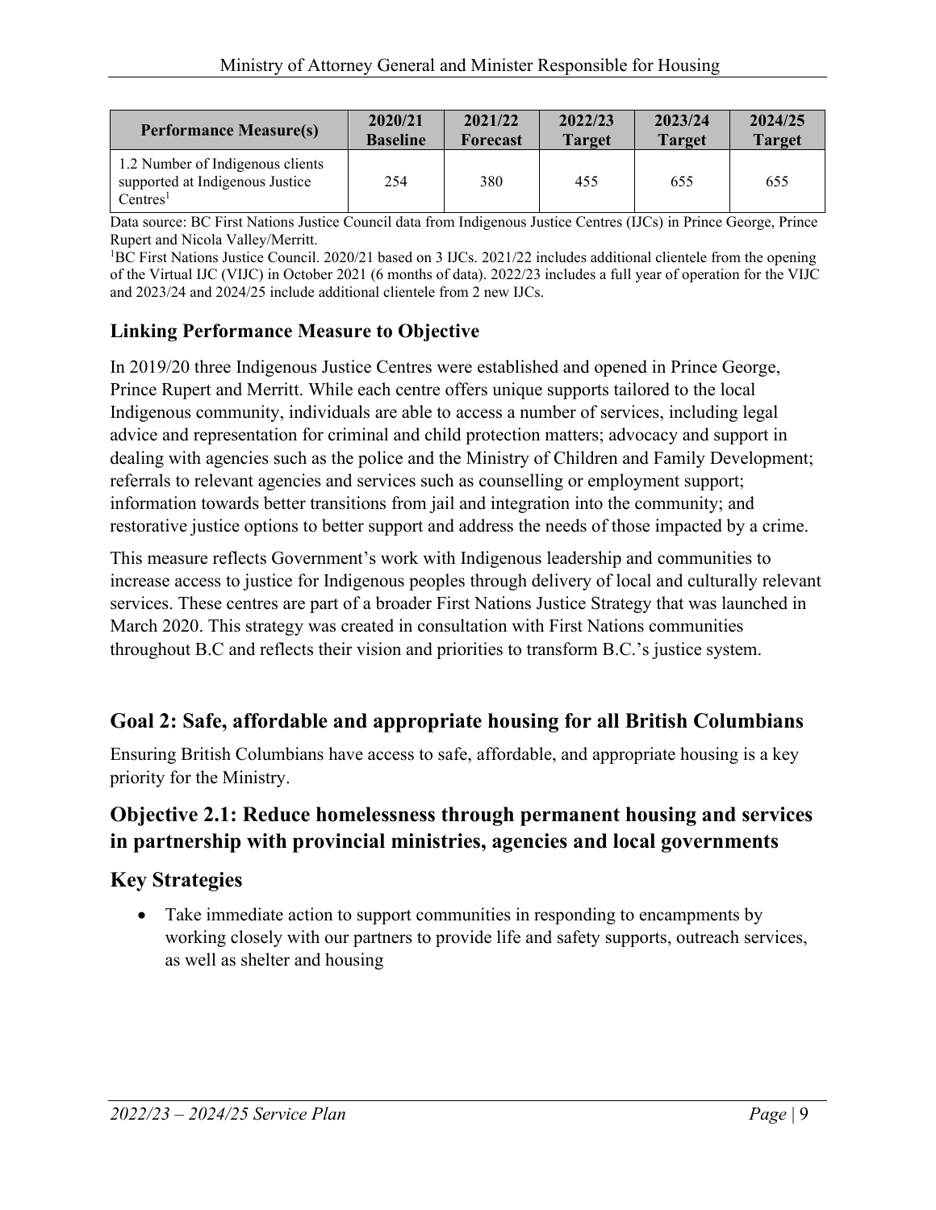| Performance Measure(s) | 2020/21 Baseline | 2021/22 Forecast | 2022/23 Target | 2023/24 Target | 2024/25 Target |
|---|---|---|---|---|---|
| 1.2 Number of Indigenous clients supported at Indigenous Justice Centres[1] | 254 | 380 | 455 | 655 | 655 |

Data source: BC First Nations Justice Council data from Indigenous Justice Centres (IJCs) in Prince George, Prince Rupert and Nicola Valley/Merritt.

[1]BC First Nations Justice Council. 2020/21 based on 3 IJCs. 2021/22 includes additional clientele from the opening of the Virtual IJC (VIJC) in October 2021 (6 months of data). 2022/23 includes a full year of operation for the VIJC and 2023/24 and 2024/25 include additional clientele from 2 new IJCs.

### Linking Performance Measure to Objective

In 2019/20 three Indigenous Justice Centres were established and opened in Prince George, Prince Rupert and Merritt. While each centre offers unique supports tailored to the local Indigenous community, individuals are able to access a number of services, including legal advice and representation for criminal and child protection matters; advocacy and support in dealing with agencies such as the police and the Ministry of Children and Family Development; referrals to relevant agencies and services such as counselling or employment support; information towards better transitions from jail and integration into the community; and restorative justice options to better support and address the needs of those impacted by a crime.

This measure reflects Government's work with Indigenous leadership and communities to increase access to justice for Indigenous peoples through delivery of local and culturally relevant services. These centres are part of a broader First Nations Justice Strategy that was launched in March 2020. This strategy was created in consultation with First Nations communities throughout B.C and reflects their vision and priorities to transform B.C.'s justice system.

## Goal 2: Safe, affordable and appropriate housing for all British Columbians

Ensuring British Columbians have access to safe, affordable, and appropriate housing is a key priority for the Ministry.

## Objective 2.1: Reduce homelessness through permanent housing and services in partnership with provincial ministries, agencies and local governments

### Key Strategies

- Take immediate action to support communities in responding to encampments by working closely with our partners to provide life and safety supports, outreach services, as well as shelter and housing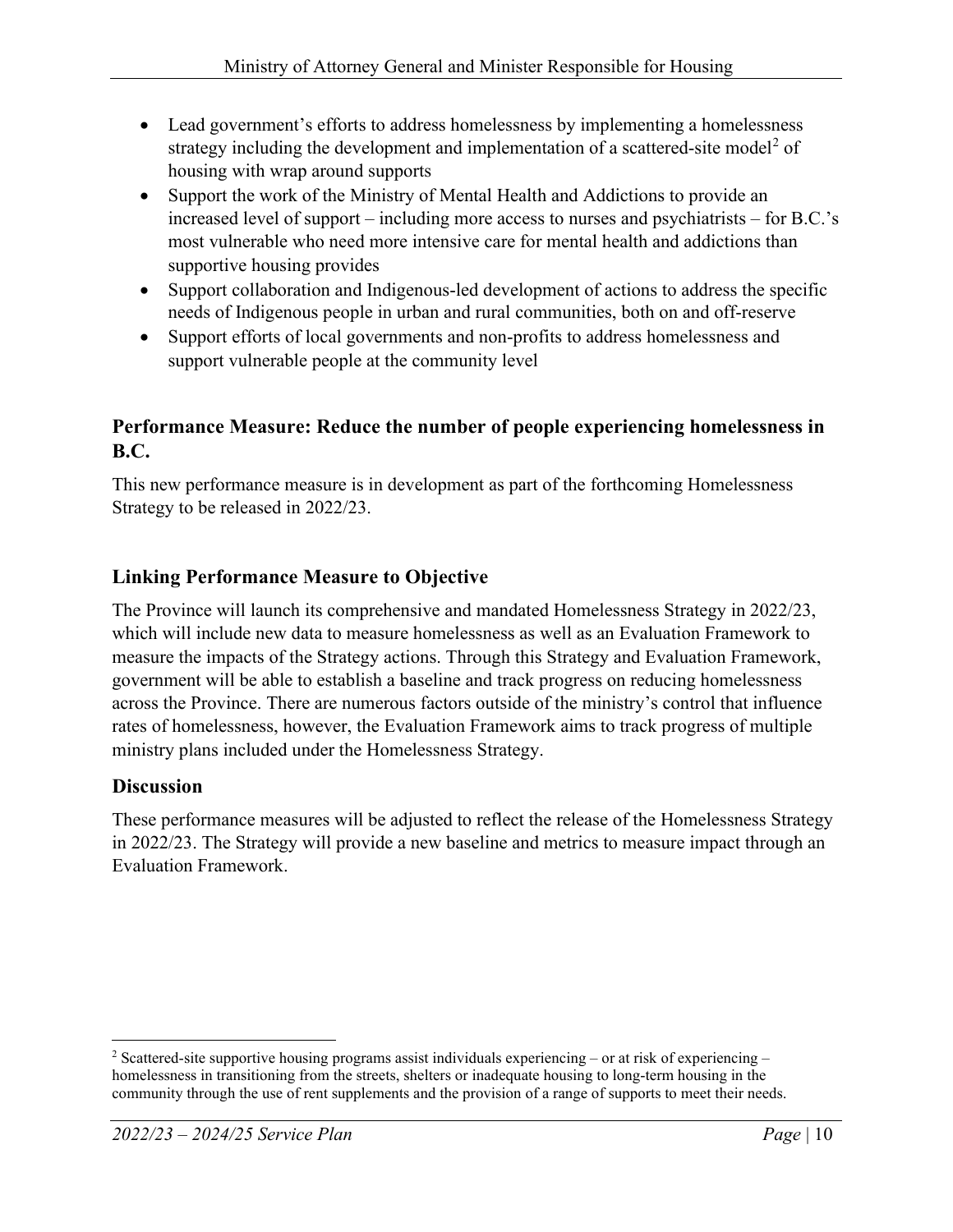- Lead government's efforts to address homelessness by implementing a homelessness strategy including the development and implementation of a scattered-site model[2] of housing with wrap around supports
- Support the work of the Ministry of Mental Health and Addictions to provide an increased level of support – including more access to nurses and psychiatrists – for B.C.'s most vulnerable who need more intensive care for mental health and addictions than supportive housing provides
- Support collaboration and Indigenous-led development of actions to address the specific needs of Indigenous people in urban and rural communities, both on and off-reserve
- Support efforts of local governments and non-profits to address homelessness and support vulnerable people at the community level

### Performance Measure: Reduce the number of people experiencing homelessness in B.C.

This new performance measure is in development as part of the forthcoming Homelessness Strategy to be released in 2022/23.

### Linking Performance Measure to Objective

The Province will launch its comprehensive and mandated Homelessness Strategy in 2022/23, which will include new data to measure homelessness as well as an Evaluation Framework to measure the impacts of the Strategy actions. Through this Strategy and Evaluation Framework, government will be able to establish a baseline and track progress on reducing homelessness across the Province. There are numerous factors outside of the ministry's control that influence rates of homelessness, however, the Evaluation Framework aims to track progress of multiple ministry plans included under the Homelessness Strategy.

### Discussion

These performance measures will be adjusted to reflect the release of the Homelessness Strategy in 2022/23. The Strategy will provide a new baseline and metrics to measure impact through an Evaluation Framework.

[2] Scattered-site supportive housing programs assist individuals experiencing – or at risk of experiencing – homelessness in transitioning from the streets, shelters or inadequate housing to long-term housing in the community through the use of rent supplements and the provision of a range of supports to meet their needs.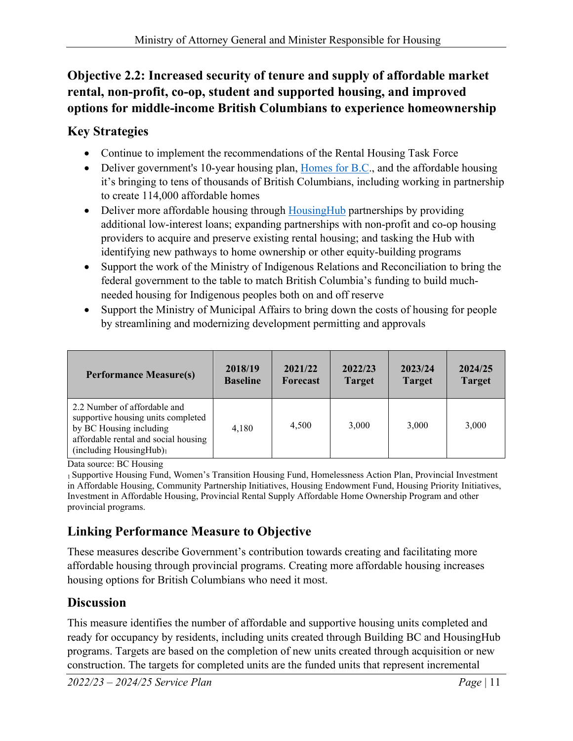## Objective 2.2: Increased security of tenure and supply of affordable market rental, non-profit, co-op, student and supported housing, and improved options for middle-income British Columbians to experience homeownership

### Key Strategies

- Continue to implement the recommendations of the Rental Housing Task Force
- Deliver government's 10-year housing plan, Homes for B.C., and the affordable housing it's bringing to tens of thousands of British Columbians, including working in partnership to create 114,000 affordable homes
- Deliver more affordable housing through HousingHub partnerships by providing additional low-interest loans; expanding partnerships with non-profit and co-op housing providers to acquire and preserve existing rental housing; and tasking the Hub with identifying new pathways to home ownership or other equity-building programs
- Support the work of the Ministry of Indigenous Relations and Reconciliation to bring the federal government to the table to match British Columbia's funding to build much-needed housing for Indigenous peoples both on and off reserve
- Support the Ministry of Municipal Affairs to bring down the costs of housing for people by streamlining and modernizing development permitting and approvals

| Performance Measure(s) | 2018/19 Baseline | 2021/22 Forecast | 2022/23 Target | 2023/24 Target | 2024/25 Target |
|---|---|---|---|---|---|
| 2.2 Number of affordable and supportive housing units completed by BC Housing including affordable rental and social housing (including HousingHub)[1] | 4,180 | 4,500 | 3,000 | 3,000 | 3,000 |

Data source: BC Housing

[1] Supportive Housing Fund, Women's Transition Housing Fund, Homelessness Action Plan, Provincial Investment in Affordable Housing, Community Partnership Initiatives, Housing Endowment Fund, Housing Priority Initiatives, Investment in Affordable Housing, Provincial Rental Supply Affordable Home Ownership Program and other provincial programs.

### Linking Performance Measure to Objective

These measures describe Government's contribution towards creating and facilitating more affordable housing through provincial programs. Creating more affordable housing increases housing options for British Columbians who need it most.

### Discussion

This measure identifies the number of affordable and supportive housing units completed and ready for occupancy by residents, including units created through Building BC and HousingHub programs. Targets are based on the completion of new units created through acquisition or new construction. The targets for completed units are the funded units that represent incremental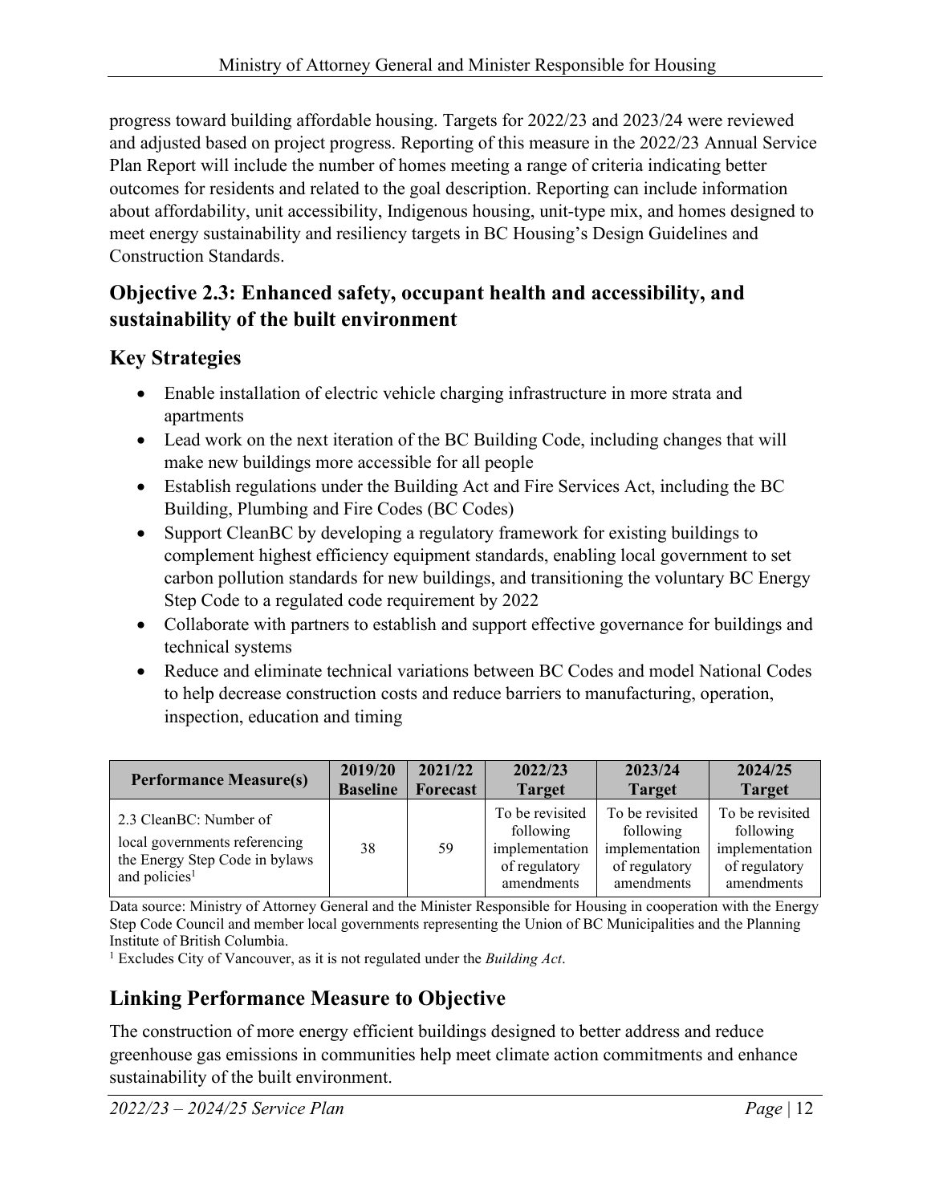progress toward building affordable housing. Targets for 2022/23 and 2023/24 were reviewed and adjusted based on project progress. Reporting of this measure in the 2022/23 Annual Service Plan Report will include the number of homes meeting a range of criteria indicating better outcomes for residents and related to the goal description. Reporting can include information about affordability, unit accessibility, Indigenous housing, unit-type mix, and homes designed to meet energy sustainability and resiliency targets in BC Housing's Design Guidelines and Construction Standards.

## Objective 2.3: Enhanced safety, occupant health and accessibility, and sustainability of the built environment

## Key Strategies

- Enable installation of electric vehicle charging infrastructure in more strata and apartments
- Lead work on the next iteration of the BC Building Code, including changes that will make new buildings more accessible for all people
- Establish regulations under the Building Act and Fire Services Act, including the BC Building, Plumbing and Fire Codes (BC Codes)
- Support CleanBC by developing a regulatory framework for existing buildings to complement highest efficiency equipment standards, enabling local government to set carbon pollution standards for new buildings, and transitioning the voluntary BC Energy Step Code to a regulated code requirement by 2022
- Collaborate with partners to establish and support effective governance for buildings and technical systems
- Reduce and eliminate technical variations between BC Codes and model National Codes to help decrease construction costs and reduce barriers to manufacturing, operation, inspection, education and timing

| Performance Measure(s) | 2019/20 Baseline | 2021/22 Forecast | 2022/23 Target | 2023/24 Target | 2024/25 Target |
|---|---|---|---|---|---|
| 2.3 CleanBC: Number of local governments referencing the Energy Step Code in bylaws and policies[1] | 38 | 59 | To be revisited following implementation of regulatory amendments | To be revisited following implementation of regulatory amendments | To be revisited following implementation of regulatory amendments |

Data source: Ministry of Attorney General and the Minister Responsible for Housing in cooperation with the Energy Step Code Council and member local governments representing the Union of BC Municipalities and the Planning Institute of British Columbia.

[1] Excludes City of Vancouver, as it is not regulated under the *Building Act*.

## Linking Performance Measure to Objective

The construction of more energy efficient buildings designed to better address and reduce greenhouse gas emissions in communities help meet climate action commitments and enhance sustainability of the built environment.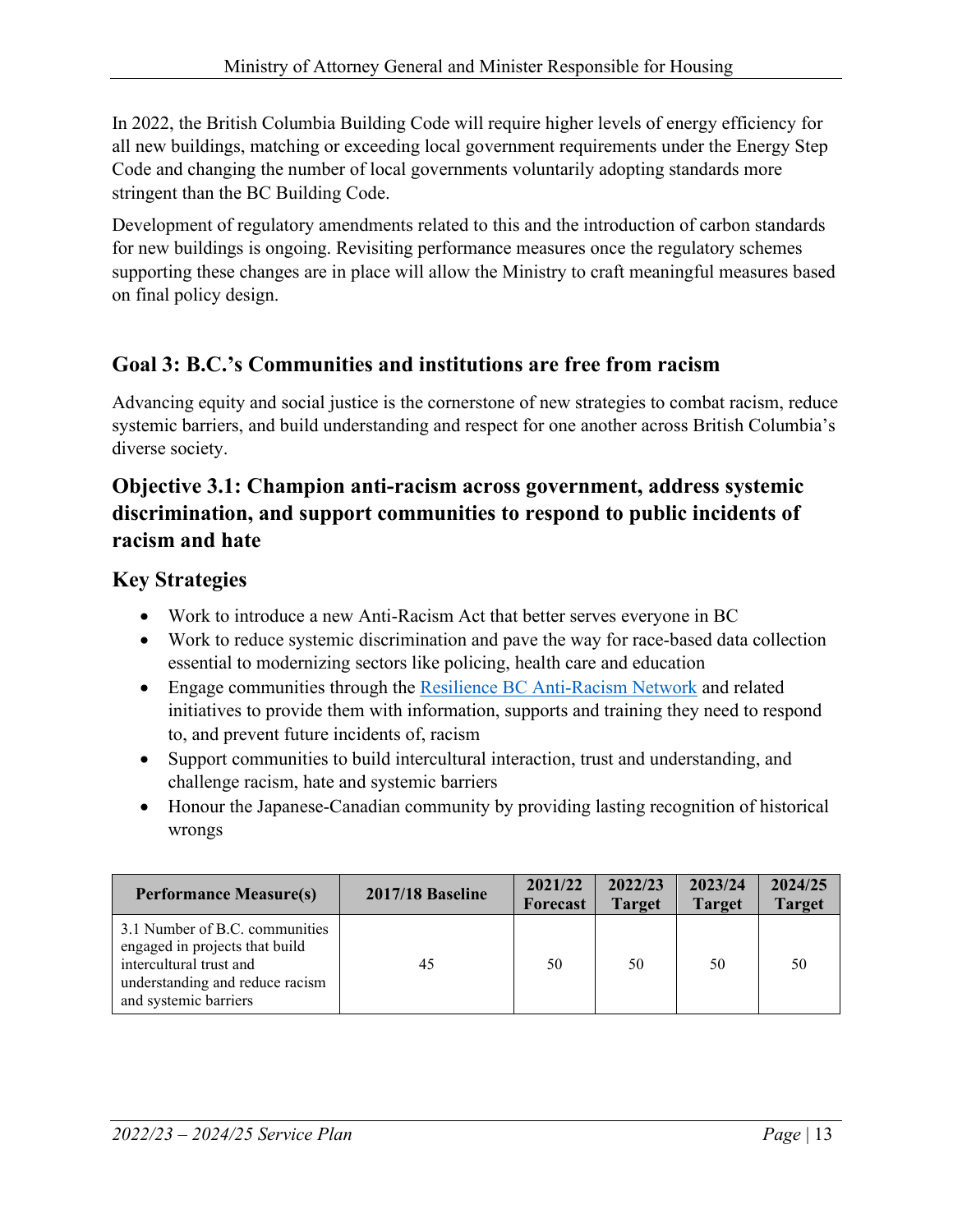In 2022, the British Columbia Building Code will require higher levels of energy efficiency for all new buildings, matching or exceeding local government requirements under the Energy Step Code and changing the number of local governments voluntarily adopting standards more stringent than the BC Building Code.

Development of regulatory amendments related to this and the introduction of carbon standards for new buildings is ongoing. Revisiting performance measures once the regulatory schemes supporting these changes are in place will allow the Ministry to craft meaningful measures based on final policy design.

## Goal 3: B.C.'s Communities and institutions are free from racism

Advancing equity and social justice is the cornerstone of new strategies to combat racism, reduce systemic barriers, and build understanding and respect for one another across British Columbia's diverse society.

### Objective 3.1: Champion anti-racism across government, address systemic discrimination, and support communities to respond to public incidents of racism and hate

### Key Strategies

- Work to introduce a new Anti-Racism Act that better serves everyone in BC
- Work to reduce systemic discrimination and pave the way for race-based data collection essential to modernizing sectors like policing, health care and education
- Engage communities through the [Resilience BC Anti-Racism Network]() and related initiatives to provide them with information, supports and training they need to respond to, and prevent future incidents of, racism
- Support communities to build intercultural interaction, trust and understanding, and challenge racism, hate and systemic barriers
- Honour the Japanese-Canadian community by providing lasting recognition of historical wrongs

| Performance Measure(s) | 2017/18 Baseline | 2021/22 Forecast | 2022/23 Target | 2023/24 Target | 2024/25 Target |
|---|---|---|---|---|---|
| 3.1 Number of B.C. communities engaged in projects that build intercultural trust and understanding and reduce racism and systemic barriers | 45 | 50 | 50 | 50 | 50 |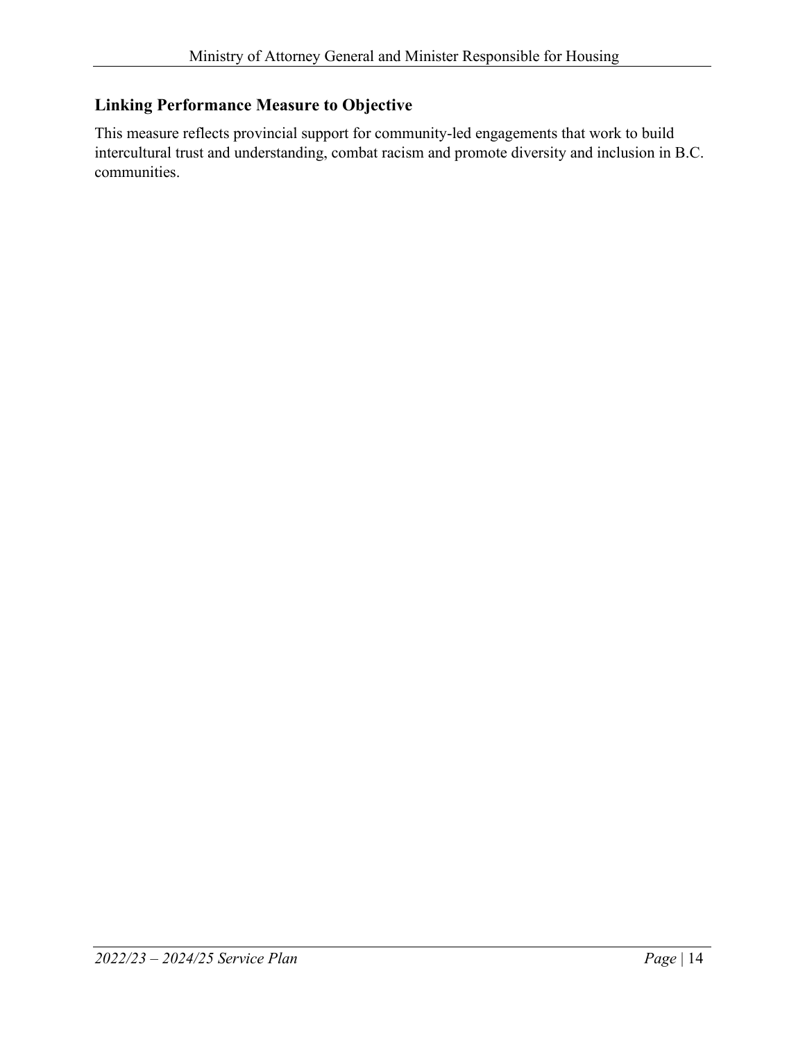## Linking Performance Measure to Objective

This measure reflects provincial support for community-led engagements that work to build intercultural trust and understanding, combat racism and promote diversity and inclusion in B.C. communities.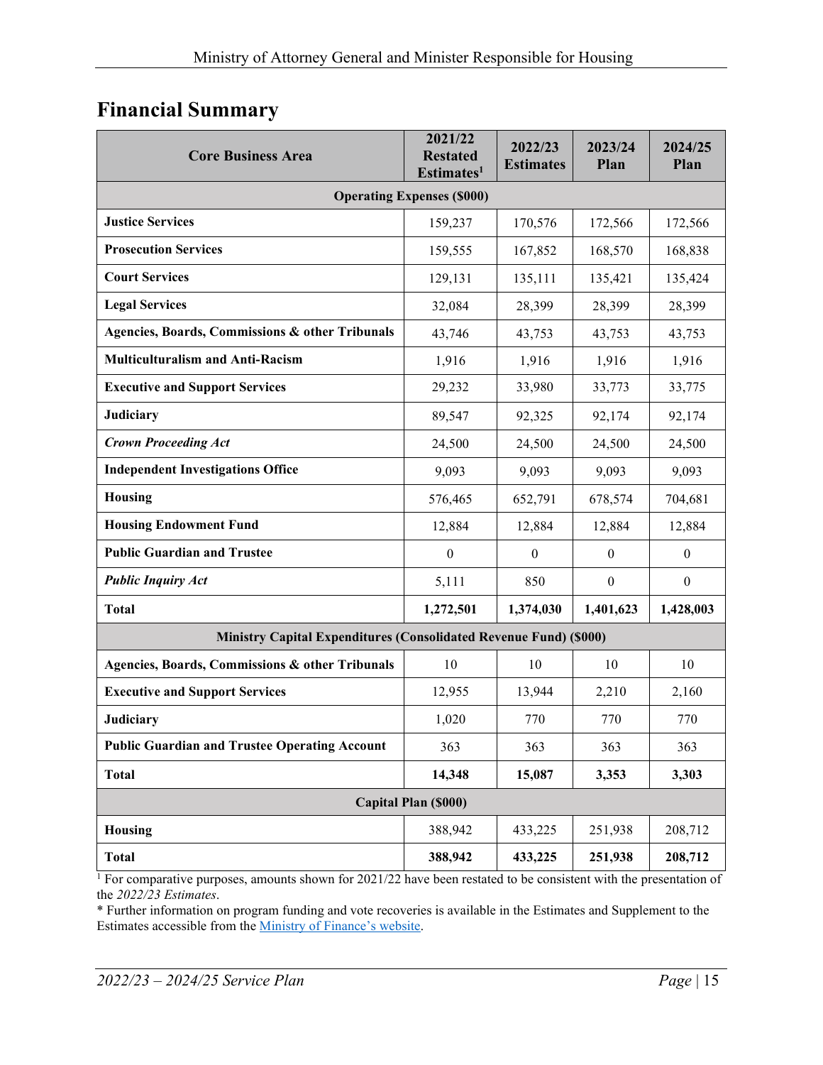## Financial Summary

| Core Business Area | 2021/22 Restated Estimates[1] | 2022/23 Estimates | 2023/24 Plan | 2024/25 Plan |
|---|---|---|---|---|
| **Operating Expenses ($000)** | | | | |
| **Justice Services** | 159,237 | 170,576 | 172,566 | 172,566 |
| **Prosecution Services** | 159,555 | 167,852 | 168,570 | 168,838 |
| **Court Services** | 129,131 | 135,111 | 135,421 | 135,424 |
| **Legal Services** | 32,084 | 28,399 | 28,399 | 28,399 |
| **Agencies, Boards, Commissions & other Tribunals** | 43,746 | 43,753 | 43,753 | 43,753 |
| **Multiculturalism and Anti-Racism** | 1,916 | 1,916 | 1,916 | 1,916 |
| **Executive and Support Services** | 29,232 | 33,980 | 33,773 | 33,775 |
| **Judiciary** | 89,547 | 92,325 | 92,174 | 92,174 |
| ***Crown Proceeding Act*** | 24,500 | 24,500 | 24,500 | 24,500 |
| **Independent Investigations Office** | 9,093 | 9,093 | 9,093 | 9,093 |
| **Housing** | 576,465 | 652,791 | 678,574 | 704,681 |
| **Housing Endowment Fund** | 12,884 | 12,884 | 12,884 | 12,884 |
| **Public Guardian and Trustee** | 0 | 0 | 0 | 0 |
| ***Public Inquiry Act*** | 5,111 | 850 | 0 | 0 |
| **Total** | **1,272,501** | **1,374,030** | **1,401,623** | **1,428,003** |
| **Ministry Capital Expenditures (Consolidated Revenue Fund) ($000)** | | | | |
| **Agencies, Boards, Commissions & other Tribunals** | 10 | 10 | 10 | 10 |
| **Executive and Support Services** | 12,955 | 13,944 | 2,210 | 2,160 |
| **Judiciary** | 1,020 | 770 | 770 | 770 |
| **Public Guardian and Trustee Operating Account** | 363 | 363 | 363 | 363 |
| **Total** | **14,348** | **15,087** | **3,353** | **3,303** |
| **Capital Plan ($000)** | | | | |
| **Housing** | 388,942 | 433,225 | 251,938 | 208,712 |
| **Total** | **388,942** | **433,225** | **251,938** | **208,712** |

[1] For comparative purposes, amounts shown for 2021/22 have been restated to be consistent with the presentation of the *2022/23 Estimates*.

* Further information on program funding and vote recoveries is available in the Estimates and Supplement to the Estimates accessible from the [Ministry of Finance's website](#).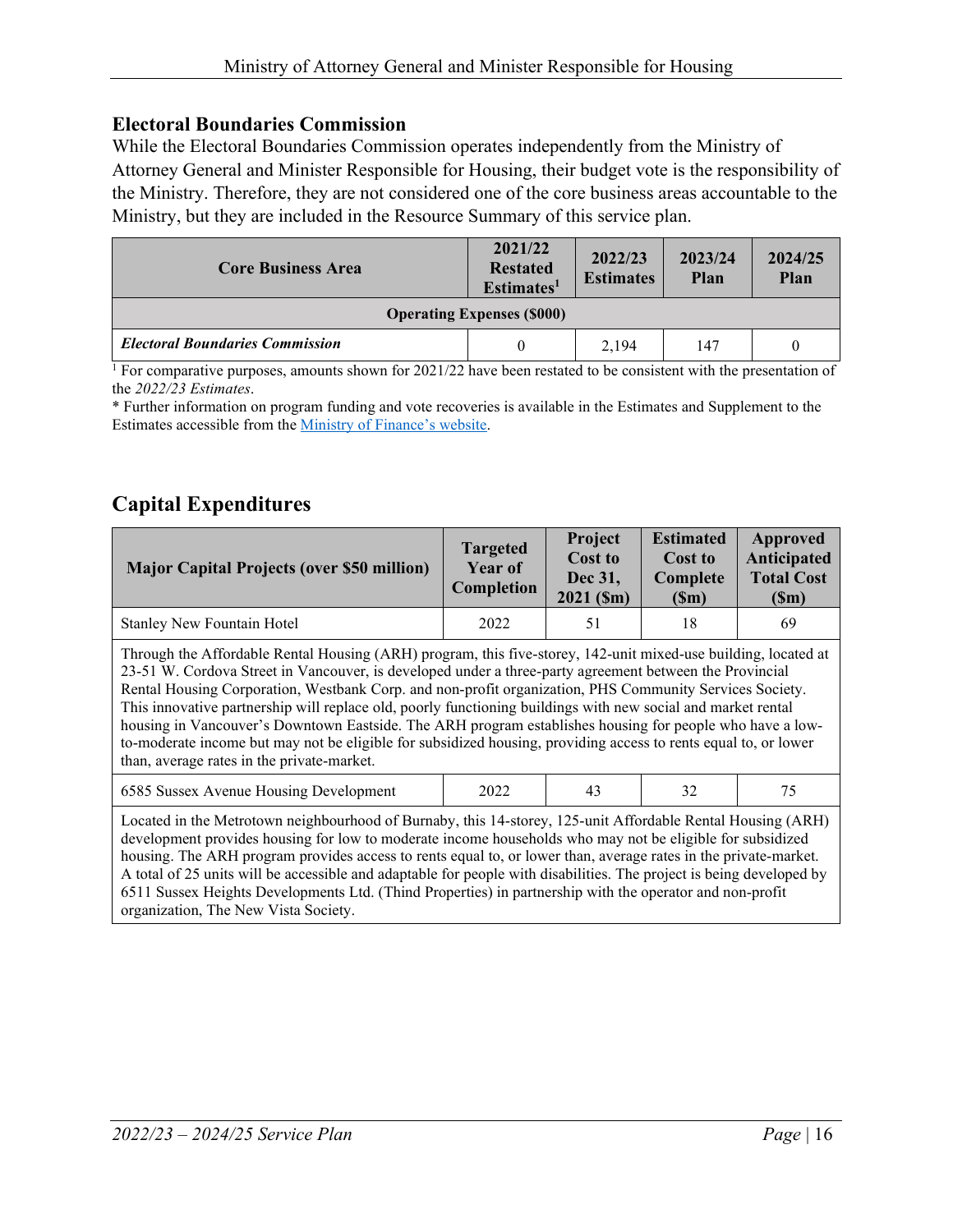### Electoral Boundaries Commission

While the Electoral Boundaries Commission operates independently from the Ministry of Attorney General and Minister Responsible for Housing, their budget vote is the responsibility of the Ministry. Therefore, they are not considered one of the core business areas accountable to the Ministry, but they are included in the Resource Summary of this service plan.

| Core Business Area | 2021/22 Restated Estimates[1] | 2022/23 Estimates | 2023/24 Plan | 2024/25 Plan |
|---|---|---|---|---|
| **Operating Expenses ($000)** | | | | |
| ***Electoral Boundaries Commission*** | 0 | 2,194 | 147 | 0 |

[1] For comparative purposes, amounts shown for 2021/22 have been restated to be consistent with the presentation of the *2022/23 Estimates*.

* Further information on program funding and vote recoveries is available in the Estimates and Supplement to the Estimates accessible from the Ministry of Finance's website.

## Capital Expenditures

| Major Capital Projects (over $50 million) | Targeted Year of Completion | Project Cost to Dec 31, 2021 ($m) | Estimated Cost to Complete ($m) | Approved Anticipated Total Cost ($m) |
|---|---|---|---|---|
| Stanley New Fountain Hotel | 2022 | 51 | 18 | 69 |
| Through the Affordable Rental Housing (ARH) program, this five-storey, 142-unit mixed-use building, located at 23-51 W. Cordova Street in Vancouver, is developed under a three-party agreement between the Provincial Rental Housing Corporation, Westbank Corp. and non-profit organization, PHS Community Services Society. This innovative partnership will replace old, poorly functioning buildings with new social and market rental housing in Vancouver's Downtown Eastside. The ARH program establishes housing for people who have a low-to-moderate income but may not be eligible for subsidized housing, providing access to rents equal to, or lower than, average rates in the private-market. | | | | |
| 6585 Sussex Avenue Housing Development | 2022 | 43 | 32 | 75 |
| Located in the Metrotown neighbourhood of Burnaby, this 14-storey, 125-unit Affordable Rental Housing (ARH) development provides housing for low to moderate income households who may not be eligible for subsidized housing. The ARH program provides access to rents equal to, or lower than, average rates in the private-market. A total of 25 units will be accessible and adaptable for people with disabilities. The project is being developed by 6511 Sussex Heights Developments Ltd. (Thind Properties) in partnership with the operator and non-profit organization, The New Vista Society. | | | | |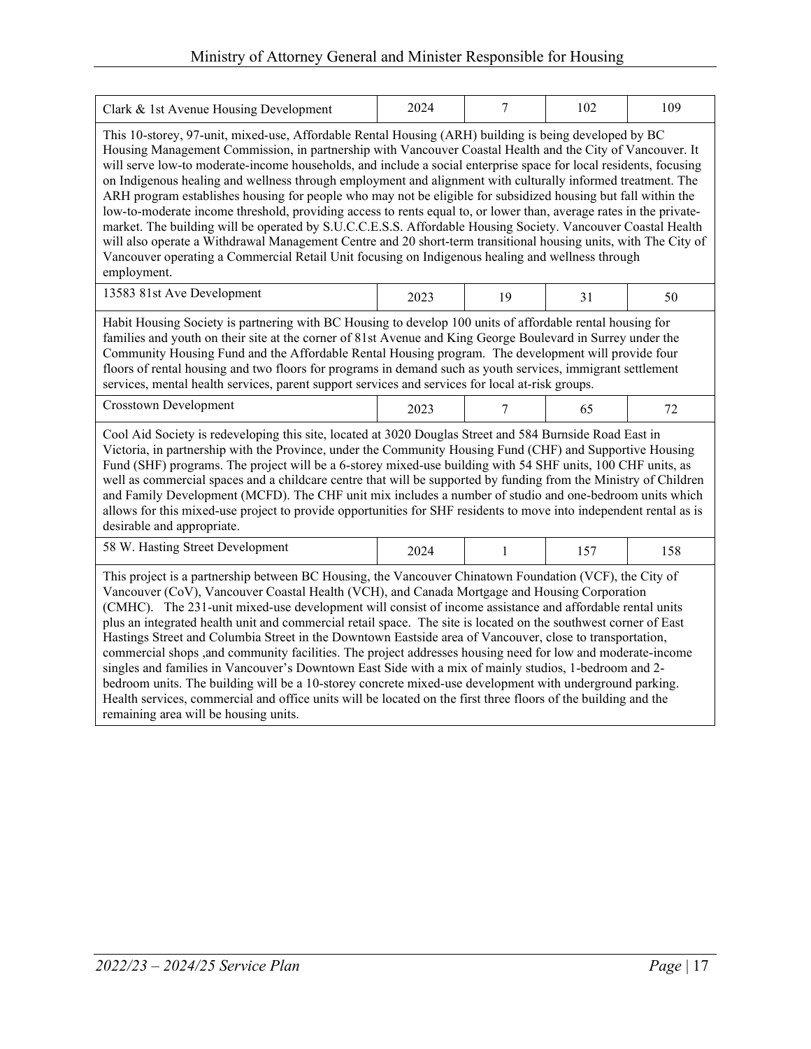| | | | | |
|---|---|---|---|---|
| Clark & 1st Avenue Housing Development | 2024 | 7 | 102 | 109 |
| This 10-storey, 97-unit, mixed-use, Affordable Rental Housing (ARH) building is being developed by BC Housing Management Commission, in partnership with Vancouver Coastal Health and the City of Vancouver. It will serve low-to moderate-income households, and include a social enterprise space for local residents, focusing on Indigenous healing and wellness through employment and alignment with culturally informed treatment. The ARH program establishes housing for people who may not be eligible for subsidized housing but fall within the low-to-moderate income threshold, providing access to rents equal to, or lower than, average rates in the private-market. The building will be operated by S.U.C.C.E.S.S. Affordable Housing Society. Vancouver Coastal Health will also operate a Withdrawal Management Centre and 20 short-term transitional housing units, with The City of Vancouver operating a Commercial Retail Unit focusing on Indigenous healing and wellness through employment. | | | | |
| 13583 81st Ave Development | 2023 | 19 | 31 | 50 |
| Habit Housing Society is partnering with BC Housing to develop 100 units of affordable rental housing for families and youth on their site at the corner of 81st Avenue and King George Boulevard in Surrey under the Community Housing Fund and the Affordable Rental Housing program. The development will provide four floors of rental housing and two floors for programs in demand such as youth services, immigrant settlement services, mental health services, parent support services and services for local at-risk groups. | | | | |
| Crosstown Development | 2023 | 7 | 65 | 72 |
| Cool Aid Society is redeveloping this site, located at 3020 Douglas Street and 584 Burnside Road East in Victoria, in partnership with the Province, under the Community Housing Fund (CHF) and Supportive Housing Fund (SHF) programs. The project will be a 6-storey mixed-use building with 54 SHF units, 100 CHF units, as well as commercial spaces and a childcare centre that will be supported by funding from the Ministry of Children and Family Development (MCFD). The CHF unit mix includes a number of studio and one-bedroom units which allows for this mixed-use project to provide opportunities for SHF residents to move into independent rental as is desirable and appropriate. | | | | |
| 58 W. Hasting Street Development | 2024 | 1 | 157 | 158 |
| This project is a partnership between BC Housing, the Vancouver Chinatown Foundation (VCF), the City of Vancouver (CoV), Vancouver Coastal Health (VCH), and Canada Mortgage and Housing Corporation (CMHC). The 231-unit mixed-use development will consist of income assistance and affordable rental units plus an integrated health unit and commercial retail space. The site is located on the southwest corner of East Hastings Street and Columbia Street in the Downtown Eastside area of Vancouver, close to transportation, commercial shops ,and community facilities. The project addresses housing need for low and moderate-income singles and families in Vancouver's Downtown East Side with a mix of mainly studios, 1-bedroom and 2-bedroom units. The building will be a 10-storey concrete mixed-use development with underground parking. Health services, commercial and office units will be located on the first three floors of the building and the remaining area will be housing units. | | | | |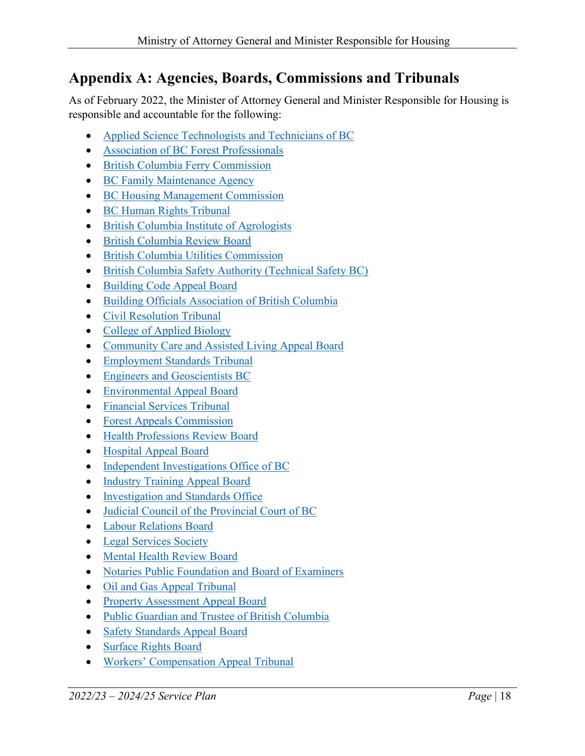## Appendix A: Agencies, Boards, Commissions and Tribunals

As of February 2022, the Minister of Attorney General and Minister Responsible for Housing is responsible and accountable for the following:

- Applied Science Technologists and Technicians of BC
- Association of BC Forest Professionals
- British Columbia Ferry Commission
- BC Family Maintenance Agency
- BC Housing Management Commission
- BC Human Rights Tribunal
- British Columbia Institute of Agrologists
- British Columbia Review Board
- British Columbia Utilities Commission
- British Columbia Safety Authority (Technical Safety BC)
- Building Code Appeal Board
- Building Officials Association of British Columbia
- Civil Resolution Tribunal
- College of Applied Biology
- Community Care and Assisted Living Appeal Board
- Employment Standards Tribunal
- Engineers and Geoscientists BC
- Environmental Appeal Board
- Financial Services Tribunal
- Forest Appeals Commission
- Health Professions Review Board
- Hospital Appeal Board
- Independent Investigations Office of BC
- Industry Training Appeal Board
- Investigation and Standards Office
- Judicial Council of the Provincial Court of BC
- Labour Relations Board
- Legal Services Society
- Mental Health Review Board
- Notaries Public Foundation and Board of Examiners
- Oil and Gas Appeal Tribunal
- Property Assessment Appeal Board
- Public Guardian and Trustee of British Columbia
- Safety Standards Appeal Board
- Surface Rights Board
- Workers' Compensation Appeal Tribunal